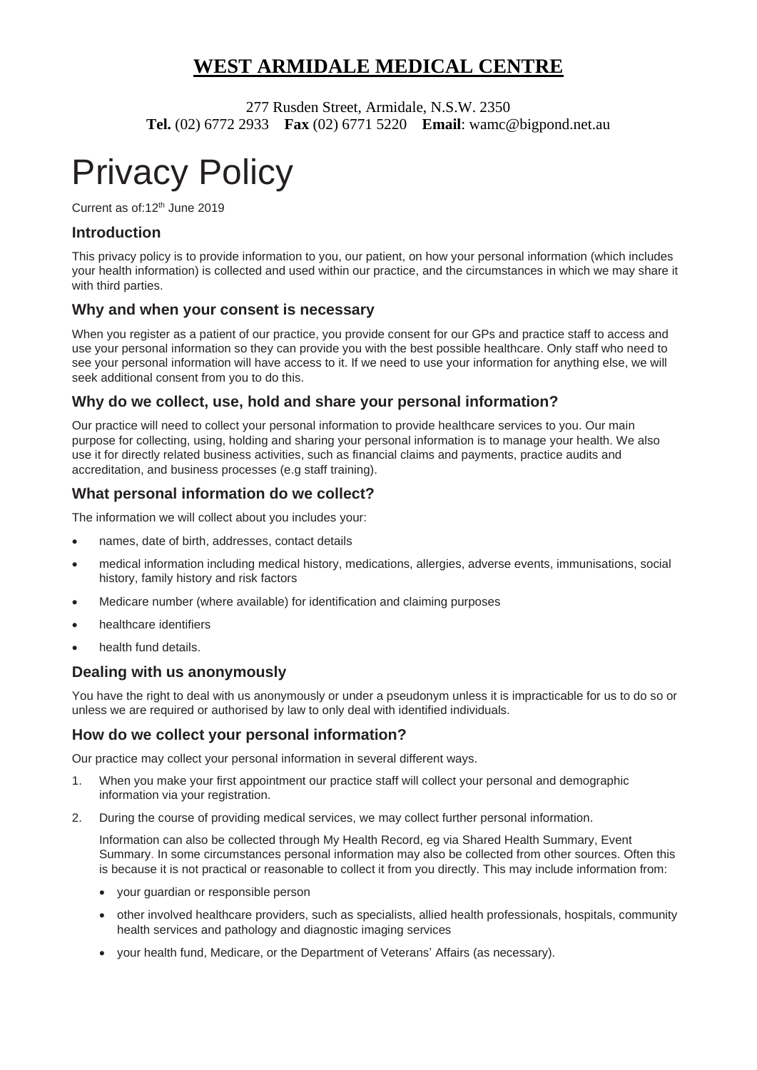# WEST ARMIDALE MEDICAL CENTRE

277 Rusden Street, Armidale, N.S.W. 2350
**Tel.** (02) 6772 2933 **Fax** (02) 6771 5220 **Email**: wamc@bigpond.net.au

# Privacy Policy

Current as of:12th June 2019

## Introduction

This privacy policy is to provide information to you, our patient, on how your personal information (which includes your health information) is collected and used within our practice, and the circumstances in which we may share it with third parties.

## Why and when your consent is necessary

When you register as a patient of our practice, you provide consent for our GPs and practice staff to access and use your personal information so they can provide you with the best possible healthcare. Only staff who need to see your personal information will have access to it. If we need to use your information for anything else, we will seek additional consent from you to do this.

## Why do we collect, use, hold and share your personal information?

Our practice will need to collect your personal information to provide healthcare services to you. Our main purpose for collecting, using, holding and sharing your personal information is to manage your health. We also use it for directly related business activities, such as financial claims and payments, practice audits and accreditation, and business processes (e.g staff training).

## What personal information do we collect?

The information we will collect about you includes your:

- names, date of birth, addresses, contact details
- medical information including medical history, medications, allergies, adverse events, immunisations, social history, family history and risk factors
- Medicare number (where available) for identification and claiming purposes
- healthcare identifiers
- health fund details.

## Dealing with us anonymously

You have the right to deal with us anonymously or under a pseudonym unless it is impracticable for us to do so or unless we are required or authorised by law to only deal with identified individuals.

## How do we collect your personal information?

Our practice may collect your personal information in several different ways.

1. When you make your first appointment our practice staff will collect your personal and demographic information via your registration.
2. During the course of providing medical services, we may collect further personal information.

   Information can also be collected through My Health Record, eg via Shared Health Summary, Event Summary. In some circumstances personal information may also be collected from other sources. Often this is because it is not practical or reasonable to collect it from you directly. This may include information from:

   - your guardian or responsible person
   - other involved healthcare providers, such as specialists, allied health professionals, hospitals, community health services and pathology and diagnostic imaging services
   - your health fund, Medicare, or the Department of Veterans' Affairs (as necessary).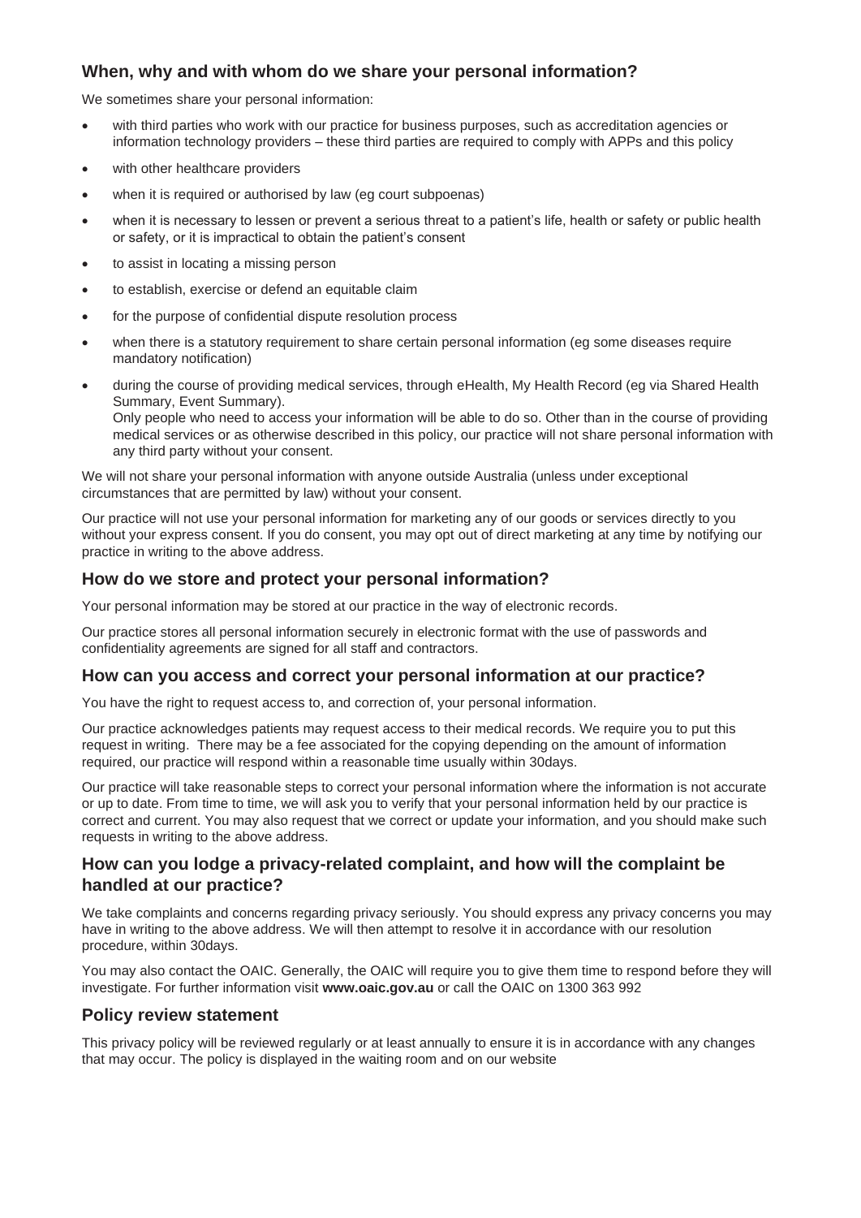## When, why and with whom do we share your personal information?

We sometimes share your personal information:

- with third parties who work with our practice for business purposes, such as accreditation agencies or information technology providers – these third parties are required to comply with APPs and this policy
- with other healthcare providers
- when it is required or authorised by law (eg court subpoenas)
- when it is necessary to lessen or prevent a serious threat to a patient's life, health or safety or public health or safety, or it is impractical to obtain the patient's consent
- to assist in locating a missing person
- to establish, exercise or defend an equitable claim
- for the purpose of confidential dispute resolution process
- when there is a statutory requirement to share certain personal information (eg some diseases require mandatory notification)
- during the course of providing medical services, through eHealth, My Health Record (eg via Shared Health Summary, Event Summary).
  Only people who need to access your information will be able to do so. Other than in the course of providing medical services or as otherwise described in this policy, our practice will not share personal information with any third party without your consent.

We will not share your personal information with anyone outside Australia (unless under exceptional circumstances that are permitted by law) without your consent.

Our practice will not use your personal information for marketing any of our goods or services directly to you without your express consent. If you do consent, you may opt out of direct marketing at any time by notifying our practice in writing to the above address.

## How do we store and protect your personal information?

Your personal information may be stored at our practice in the way of electronic records.

Our practice stores all personal information securely in electronic format with the use of passwords and confidentiality agreements are signed for all staff and contractors.

## How can you access and correct your personal information at our practice?

You have the right to request access to, and correction of, your personal information.

Our practice acknowledges patients may request access to their medical records. We require you to put this request in writing. There may be a fee associated for the copying depending on the amount of information required, our practice will respond within a reasonable time usually within 30days.

Our practice will take reasonable steps to correct your personal information where the information is not accurate or up to date. From time to time, we will ask you to verify that your personal information held by our practice is correct and current. You may also request that we correct or update your information, and you should make such requests in writing to the above address.

## How can you lodge a privacy-related complaint, and how will the complaint be handled at our practice?

We take complaints and concerns regarding privacy seriously. You should express any privacy concerns you may have in writing to the above address. We will then attempt to resolve it in accordance with our resolution procedure, within 30days.

You may also contact the OAIC. Generally, the OAIC will require you to give them time to respond before they will investigate. For further information visit **www.oaic.gov.au** or call the OAIC on 1300 363 992

## Policy review statement

This privacy policy will be reviewed regularly or at least annually to ensure it is in accordance with any changes that may occur. The policy is displayed in the waiting room and on our website